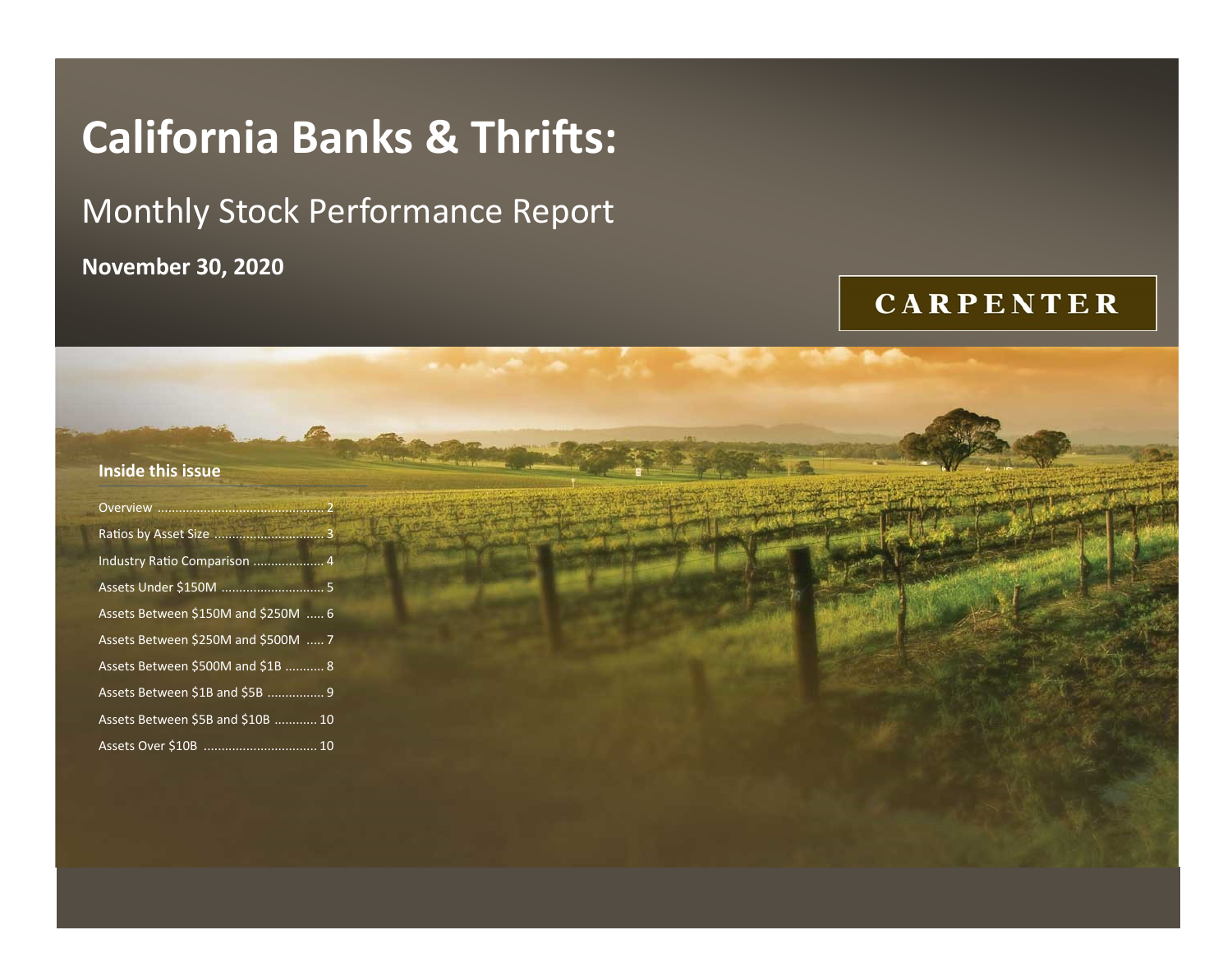# California Banks & Thrifts:

## Monthly Stock Performance Report

**November 30, 2020**

CARPENTER

### Inside this issue

- Overview .............................................. 2
- Ratios by Asset Size ............................... 3
- Industry Ratio Comparison .................... 4
- Assets Under $150M ............................ 5
- Assets Between $150M and $250M ..... 6
- Assets Between $250M and $500M ..... 7
- Assets Between $500M and $1B ........... 8
- Assets Between $1B and $5B ................ 9
- Assets Between $5B and $10B ............ 10
- Assets Over $10B ................................ 10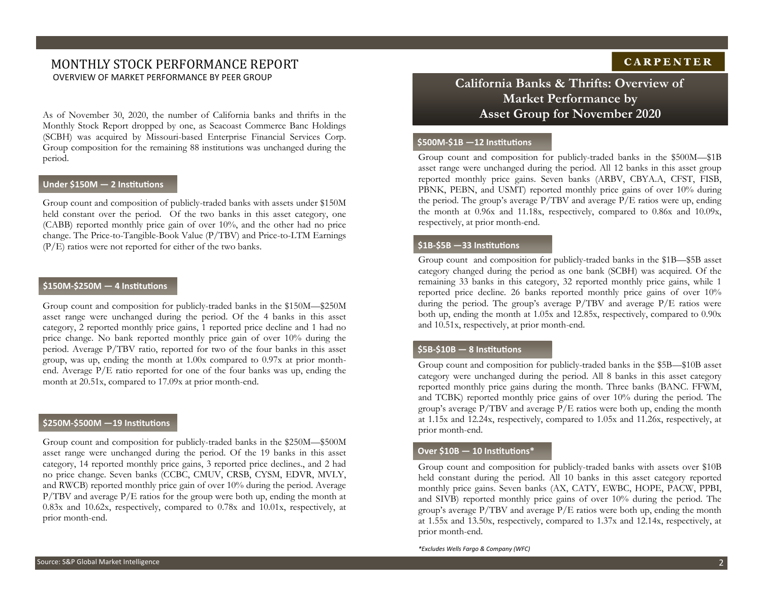# MONTHLY STOCK PERFORMANCE REPORT

OVERVIEW OF MARKET PERFORMANCE BY PEER GROUP

As of November 30, 2020, the number of California banks and thrifts in the Monthly Stock Report dropped by one, as Seacoast Commerce Banc Holdings (SCBH) was acquired by Missouri-based Enterprise Financial Services Corp. Group composition for the remaining 88 institutions was unchanged during the period.

### Under $150M — 2 Institutions

Group count and composition of publicly-traded banks with assets under $150M held constant over the period. Of the two banks in this asset category, one (CABB) reported monthly price gain of over 10%, and the other had no price change. The Price-to-Tangible-Book Value (P/TBV) and Price-to-LTM Earnings (P/E) ratios were not reported for either of the two banks.

### $150M-$250M — 4 Institutions

Group count and composition for publicly-traded banks in the $150M—$250M asset range were unchanged during the period. Of the 4 banks in this asset category, 2 reported monthly price gains, 1 reported price decline and 1 had no price change. No bank reported monthly price gain of over 10% during the period. Average P/TBV ratio, reported for two of the four banks in this asset group, was up, ending the month at 1.00x compared to 0.97x at prior month-end. Average P/E ratio reported for one of the four banks was up, ending the month at 20.51x, compared to 17.09x at prior month-end.

### $250M-$500M —19 Institutions

Group count and composition for publicly-traded banks in the $250M—$500M asset range were unchanged during the period. Of the 19 banks in this asset category, 14 reported monthly price gains, 3 reported price declines., and 2 had no price change. Seven banks (CCBC, CMUV, CRSB, CYSM, EDVR, MVLY, and RWCB) reported monthly price gain of over 10% during the period. Average P/TBV and average P/E ratios for the group were both up, ending the month at 0.83x and 10.62x, respectively, compared to 0.78x and 10.01x, respectively, at prior month-end.

CARPENTER

## California Banks & Thrifts: Overview of Market Performance by Asset Group for November 2020

### $500M-$1B —12 Institutions

Group count and composition for publicly-traded banks in the $500M—$1B asset range were unchanged during the period. All 12 banks in this asset group reported monthly price gains. Seven banks (ARBV, CBYA.A, CFST, FISB, PBNK, PEBN, and USMT) reported monthly price gains of over 10% during the period. The group's average P/TBV and average P/E ratios were up, ending the month at 0.96x and 11.18x, respectively, compared to 0.86x and 10.09x, respectively, at prior month-end.

### $1B-$5B —33 Institutions

Group count and composition for publicly-traded banks in the $1B—$5B asset category changed during the period as one bank (SCBH) was acquired. Of the remaining 33 banks in this category, 32 reported monthly price gains, while 1 reported price decline. 26 banks reported monthly price gains of over 10% during the period. The group's average P/TBV and average P/E ratios were both up, ending the month at 1.05x and 12.85x, respectively, compared to 0.90x and 10.51x, respectively, at prior month-end.

### $5B-$10B — 8 Institutions

Group count and composition for publicly-traded banks in the $5B—$10B asset category were unchanged during the period. All 8 banks in this asset category reported monthly price gains during the month. Three banks (BANC. FFWM, and TCBK) reported monthly price gains of over 10% during the period. The group's average P/TBV and average P/E ratios were both up, ending the month at 1.15x and 12.24x, respectively, compared to 1.05x and 11.26x, respectively, at prior month-end.

### Over $10B — 10 Institutions*

Group count and composition for publicly-traded banks with assets over $10B held constant during the period. All 10 banks in this asset category reported monthly price gains. Seven banks (AX, CATY, EWBC, HOPE, PACW, PPBI, and SIVB) reported monthly price gains of over 10% during the period. The group's average P/TBV and average P/E ratios were both up, ending the month at 1.55x and 13.50x, respectively, compared to 1.37x and 12.14x, respectively, at prior month-end.

*\*Excludes Wells Fargo & Company (WFC)*

Source: S&P Global Market Intelligence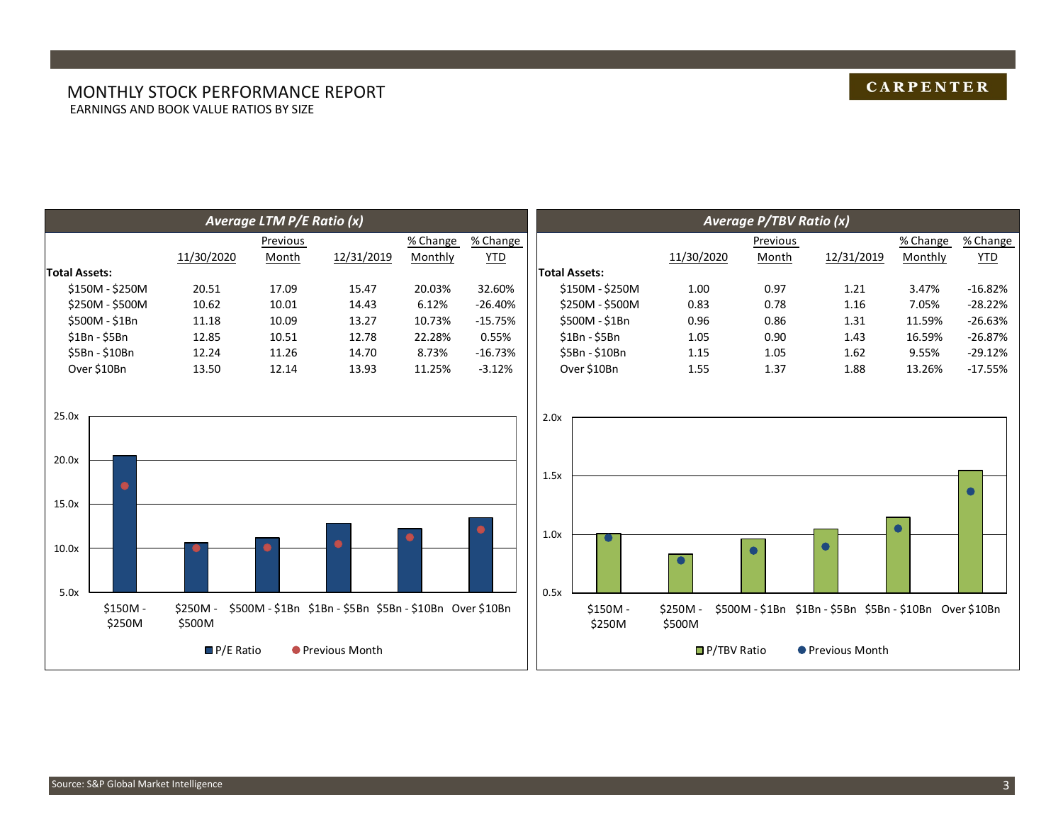# MONTHLY STOCK PERFORMANCE REPORT

EARNINGS AND BOOK VALUE RATIOS BY SIZE

## *Average LTM P/E Ratio (x)*

| | 11/30/2020 | Previous Month | 12/31/2019 | % Change Monthly | % Change YTD |
|---|---|---|---|---|---|
| **Total Assets:** | | | | | |
| $150M - $250M | 20.51 | 17.09 | 15.47 | 20.03% | 32.60% |
| $250M - $500M | 10.62 | 10.01 | 14.43 | 6.12% | -26.40% |
| $500M - $1Bn | 11.18 | 10.09 | 13.27 | 10.73% | -15.75% |
| $1Bn - $5Bn | 12.85 | 10.51 | 12.78 | 22.28% | 0.55% |
| $5Bn - $10Bn | 12.24 | 11.26 | 14.70 | 8.73% | -16.73% |
| Over $10Bn | 13.50 | 12.14 | 13.93 | 11.25% | -3.12% |

## *Average P/TBV Ratio (x)*

| | 11/30/2020 | Previous Month | 12/31/2019 | % Change Monthly | % Change YTD |
|---|---|---|---|---|---|
| **Total Assets:** | | | | | |
| $150M - $250M | 1.00 | 0.97 | 1.21 | 3.47% | -16.82% |
| $250M - $500M | 0.83 | 0.78 | 1.16 | 7.05% | -28.22% |
| $500M - $1Bn | 0.96 | 0.86 | 1.31 | 11.59% | -26.63% |
| $1Bn - $5Bn | 1.05 | 0.90 | 1.43 | 16.59% | -26.87% |
| $5Bn - $10Bn | 1.15 | 1.05 | 1.62 | 9.55% | -29.12% |
| Over $10Bn | 1.55 | 1.37 | 1.88 | 13.26% | -17.55% |

Source: S&P Global Market Intelligence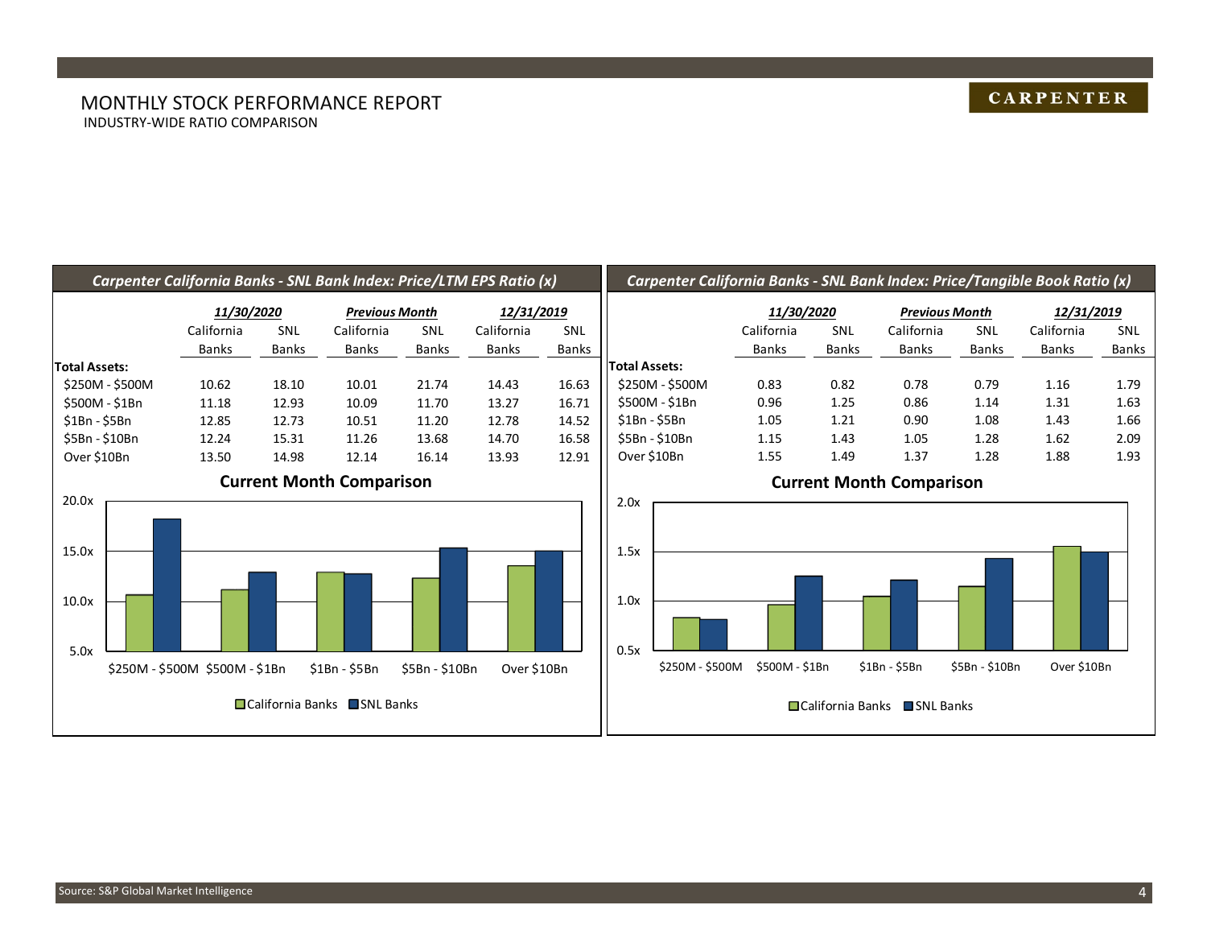# MONTHLY STOCK PERFORMANCE REPORT

INDUSTRY-WIDE RATIO COMPARISON

**CARPENTER**

## *Carpenter California Banks - SNL Bank Index: Price/LTM EPS Ratio (x)*

| | *11/30/2020* | | *Previous Month* | | *12/31/2019* | |
|---|---|---|---|---|---|---|
| | California Banks | SNL Banks | California Banks | SNL Banks | California Banks | SNL Banks |
| **Total Assets:** | | | | | | |
| \$250M - \$500M | 10.62 | 18.10 | 10.01 | 21.74 | 14.43 | 16.63 |
| \$500M - \$1Bn | 11.18 | 12.93 | 10.09 | 11.70 | 13.27 | 16.71 |
| \$1Bn - \$5Bn | 12.85 | 12.73 | 10.51 | 11.20 | 12.78 | 14.52 |
| \$5Bn - \$10Bn | 12.24 | 15.31 | 11.26 | 13.68 | 14.70 | 16.58 |
| Over \$10Bn | 13.50 | 14.98 | 12.14 | 16.14 | 13.93 | 12.91 |

### Current Month Comparison

| Total Assets | California Banks | SNL Banks |
|---|---|---|
| \$250M - \$500M | 10.62 | 18.10 |
| \$500M - \$1Bn | 11.18 | 12.93 |
| \$1Bn - \$5Bn | 12.85 | 12.73 |
| \$5Bn - \$10Bn | 12.24 | 15.31 |
| Over \$10Bn | 13.50 | 14.98 |

## *Carpenter California Banks - SNL Bank Index: Price/Tangible Book Ratio (x)*

| | *11/30/2020* | | *Previous Month* | | *12/31/2019* | |
|---|---|---|---|---|---|---|
| | California Banks | SNL Banks | California Banks | SNL Banks | California Banks | SNL Banks |
| **Total Assets:** | | | | | | |
| \$250M - \$500M | 0.83 | 0.82 | 0.78 | 0.79 | 1.16 | 1.79 |
| \$500M - \$1Bn | 0.96 | 1.25 | 0.86 | 1.14 | 1.31 | 1.63 |
| \$1Bn - \$5Bn | 1.05 | 1.21 | 0.90 | 1.08 | 1.43 | 1.66 |
| \$5Bn - \$10Bn | 1.15 | 1.43 | 1.05 | 1.28 | 1.62 | 2.09 |
| Over \$10Bn | 1.55 | 1.49 | 1.37 | 1.28 | 1.88 | 1.93 |

### Current Month Comparison

| Total Assets | California Banks | SNL Banks |
|---|---|---|
| \$250M - \$500M | 0.83 | 0.82 |
| \$500M - \$1Bn | 0.96 | 1.25 |
| \$1Bn - \$5Bn | 1.05 | 1.21 |
| \$5Bn - \$10Bn | 1.15 | 1.43 |
| Over \$10Bn | 1.55 | 1.49 |

Source: S&P Global Market Intelligence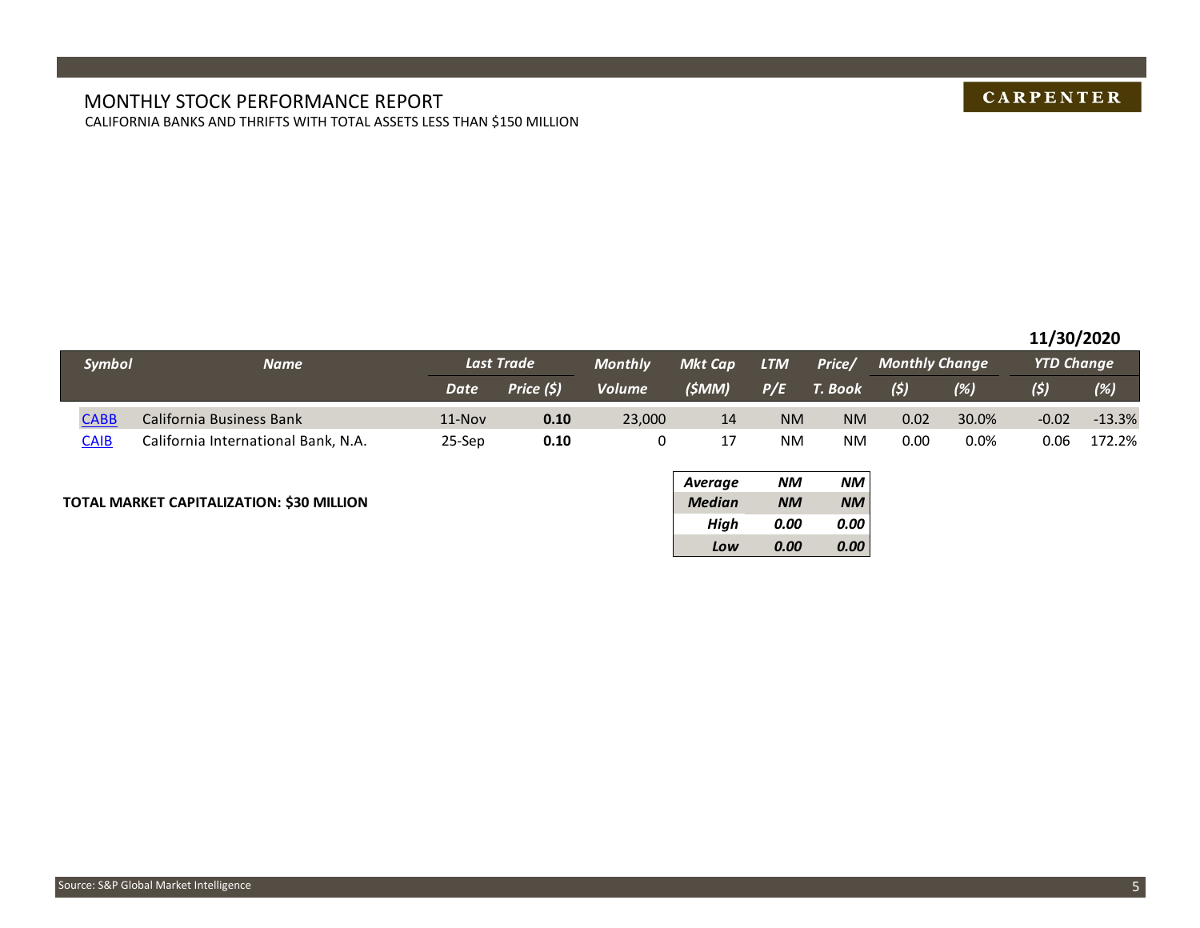# MONTHLY STOCK PERFORMANCE REPORT

CALIFORNIA BANKS AND THRIFTS WITH TOTAL ASSETS LESS THAN $150 MILLION

**11/30/2020**

| Symbol | Name | Last Trade | | Monthly | Mkt Cap | LTM | Price/ | Monthly Change | | YTD Change | |
|---|---|---|---|---|---|---|---|---|---|---|---|
| | | Date | Price ($) | Volume | ($MM) | P/E | T. Book | ($) | (%) | ($) | (%) |
| CABB | California Business Bank | 11-Nov | **0.10** | 23,000 | 14 | NM | NM | 0.02 | 30.0% | -0.02 | -13.3% |
| CAIB | California International Bank, N.A. | 25-Sep | **0.10** | 0 | 17 | NM | NM | 0.00 | 0.0% | 0.06 | 172.2% |

**TOTAL MARKET CAPITALIZATION: $30 MILLION**

| | LTM P/E | Price/ T. Book |
|---|---|---|
| *Average* | *NM* | *NM* |
| *Median* | *NM* | *NM* |
| *High* | *0.00* | *0.00* |
| *Low* | *0.00* | *0.00* |

Source: S&P Global Market Intelligence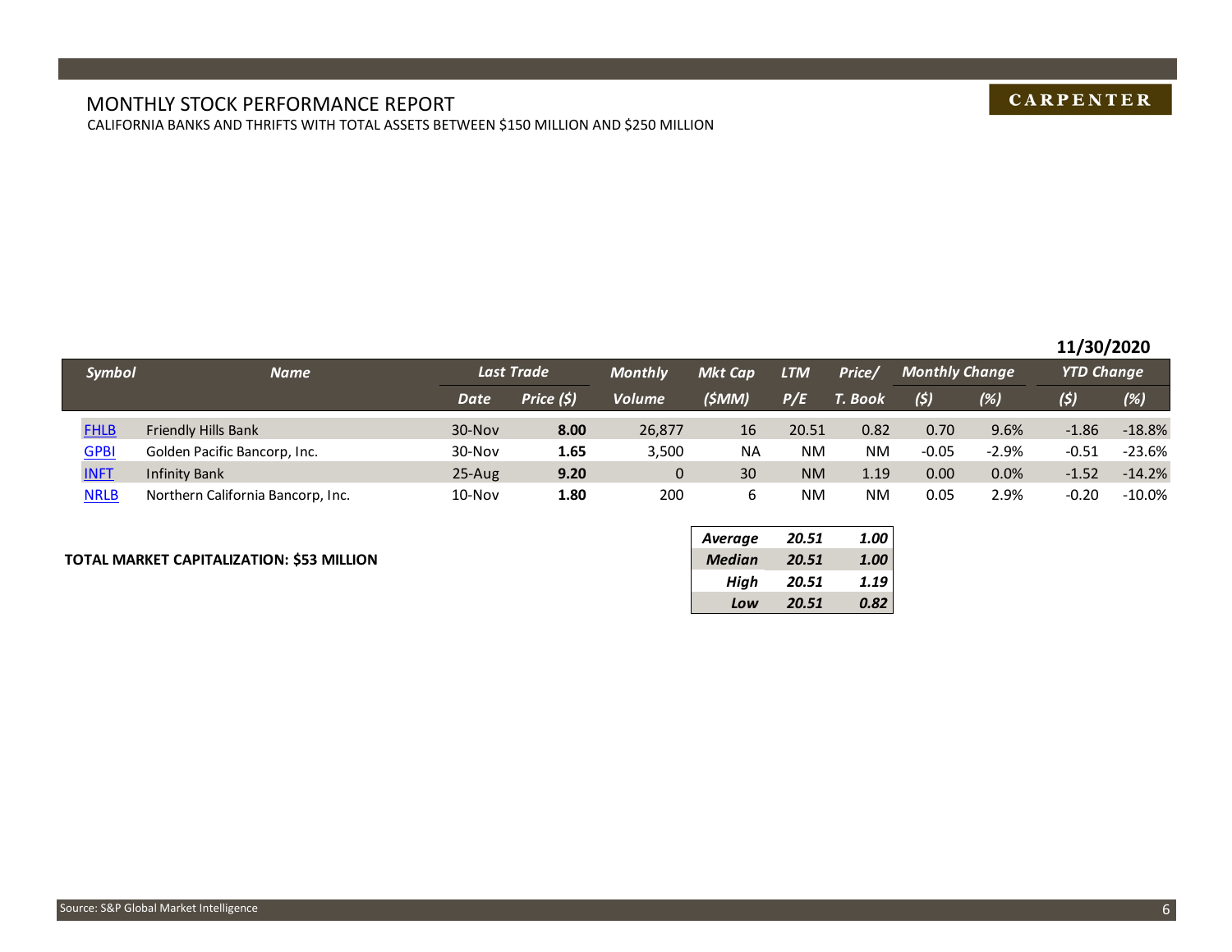# MONTHLY STOCK PERFORMANCE REPORT

CALIFORNIA BANKS AND THRIFTS WITH TOTAL ASSETS BETWEEN $150 MILLION AND $250 MILLION

CARPENTER

**11/30/2020**

| Symbol | Name | Last Trade | | Monthly | Mkt Cap | LTM | Price/ | Monthly Change | | YTD Change | |
|---|---|---|---|---|---|---|---|---|---|---|---|
| | | Date | Price ($) | Volume | ($MM) | P/E | T. Book | ($) | (%) | ($) | (%) |
| FHLB | Friendly Hills Bank | 30-Nov | **8.00** | 26,877 | 16 | 20.51 | 0.82 | 0.70 | 9.6% | -1.86 | -18.8% |
| GPBI | Golden Pacific Bancorp, Inc. | 30-Nov | **1.65** | 3,500 | NA | NM | NM | -0.05 | -2.9% | -0.51 | -23.6% |
| INFT | Infinity Bank | 25-Aug | **9.20** | 0 | 30 | NM | 1.19 | 0.00 | 0.0% | -1.52 | -14.2% |
| NRLB | Northern California Bancorp, Inc. | 10-Nov | **1.80** | 200 | 6 | NM | NM | 0.05 | 2.9% | -0.20 | -10.0% |

**TOTAL MARKET CAPITALIZATION: $53 MILLION**

| | LTM P/E | Price/ T. Book |
|---|---|---|
| ***Average*** | ***20.51*** | ***1.00*** |
| ***Median*** | ***20.51*** | ***1.00*** |
| ***High*** | ***20.51*** | ***1.19*** |
| ***Low*** | ***20.51*** | ***0.82*** |

Source: S&P Global Market Intelligence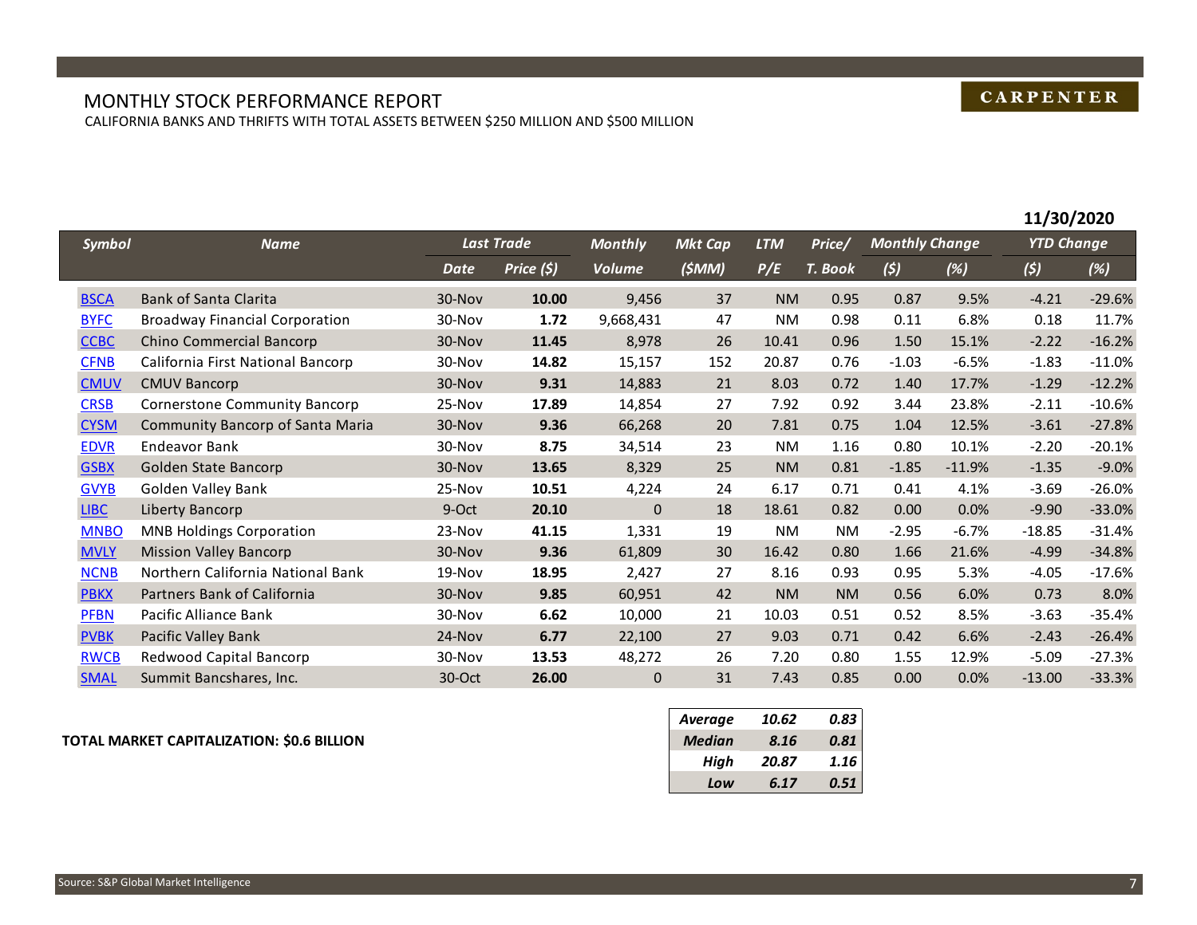# MONTHLY STOCK PERFORMANCE REPORT

CALIFORNIA BANKS AND THRIFTS WITH TOTAL ASSETS BETWEEN $250 MILLION AND $500 MILLION

**CARPENTER**

**11/30/2020**

| Symbol | Name | Last Trade | | Monthly | Mkt Cap | LTM | Price/ | Monthly Change | | YTD Change | |
|---|---|---|---|---|---|---|---|---|---|---|---|
| | | Date | Price ($) | Volume | ($MM) | P/E | T. Book | ($) | (%) | ($) | (%) |
| BSCA | Bank of Santa Clarita | 30-Nov | **10.00** | 9,456 | 37 | NM | 0.95 | 0.87 | 9.5% | -4.21 | -29.6% |
| BYFC | Broadway Financial Corporation | 30-Nov | **1.72** | 9,668,431 | 47 | NM | 0.98 | 0.11 | 6.8% | 0.18 | 11.7% |
| CCBC | Chino Commercial Bancorp | 30-Nov | **11.45** | 8,978 | 26 | 10.41 | 0.96 | 1.50 | 15.1% | -2.22 | -16.2% |
| CFNB | California First National Bancorp | 30-Nov | **14.82** | 15,157 | 152 | 20.87 | 0.76 | -1.03 | -6.5% | -1.83 | -11.0% |
| CMUV | CMUV Bancorp | 30-Nov | **9.31** | 14,883 | 21 | 8.03 | 0.72 | 1.40 | 17.7% | -1.29 | -12.2% |
| CRSB | Cornerstone Community Bancorp | 25-Nov | **17.89** | 14,854 | 27 | 7.92 | 0.92 | 3.44 | 23.8% | -2.11 | -10.6% |
| CYSM | Community Bancorp of Santa Maria | 30-Nov | **9.36** | 66,268 | 20 | 7.81 | 0.75 | 1.04 | 12.5% | -3.61 | -27.8% |
| EDVR | Endeavor Bank | 30-Nov | **8.75** | 34,514 | 23 | NM | 1.16 | 0.80 | 10.1% | -2.20 | -20.1% |
| GSBX | Golden State Bancorp | 30-Nov | **13.65** | 8,329 | 25 | NM | 0.81 | -1.85 | -11.9% | -1.35 | -9.0% |
| GVYB | Golden Valley Bank | 25-Nov | **10.51** | 4,224 | 24 | 6.17 | 0.71 | 0.41 | 4.1% | -3.69 | -26.0% |
| LIBC | Liberty Bancorp | 9-Oct | **20.10** | 0 | 18 | 18.61 | 0.82 | 0.00 | 0.0% | -9.90 | -33.0% |
| MNBO | MNB Holdings Corporation | 23-Nov | **41.15** | 1,331 | 19 | NM | NM | -2.95 | -6.7% | -18.85 | -31.4% |
| MVLY | Mission Valley Bancorp | 30-Nov | **9.36** | 61,809 | 30 | 16.42 | 0.80 | 1.66 | 21.6% | -4.99 | -34.8% |
| NCNB | Northern California National Bank | 19-Nov | **18.95** | 2,427 | 27 | 8.16 | 0.93 | 0.95 | 5.3% | -4.05 | -17.6% |
| PBKX | Partners Bank of California | 30-Nov | **9.85** | 60,951 | 42 | NM | NM | 0.56 | 6.0% | 0.73 | 8.0% |
| PFBN | Pacific Alliance Bank | 30-Nov | **6.62** | 10,000 | 21 | 10.03 | 0.51 | 0.52 | 8.5% | -3.63 | -35.4% |
| PVBK | Pacific Valley Bank | 24-Nov | **6.77** | 22,100 | 27 | 9.03 | 0.71 | 0.42 | 6.6% | -2.43 | -26.4% |
| RWCB | Redwood Capital Bancorp | 30-Nov | **13.53** | 48,272 | 26 | 7.20 | 0.80 | 1.55 | 12.9% | -5.09 | -27.3% |
| SMAL | Summit Bancshares, Inc. | 30-Oct | **26.00** | 0 | 31 | 7.43 | 0.85 | 0.00 | 0.0% | -13.00 | -33.3% |

| | LTM P/E | Price/T. Book |
|---|---|---|
| ***Average*** | *10.62* | *0.83* |
| ***Median*** | *8.16* | *0.81* |
| ***High*** | *20.87* | *1.16* |
| ***Low*** | *6.17* | *0.51* |

**TOTAL MARKET CAPITALIZATION: $0.6 BILLION**

Source: S&P Global Market Intelligence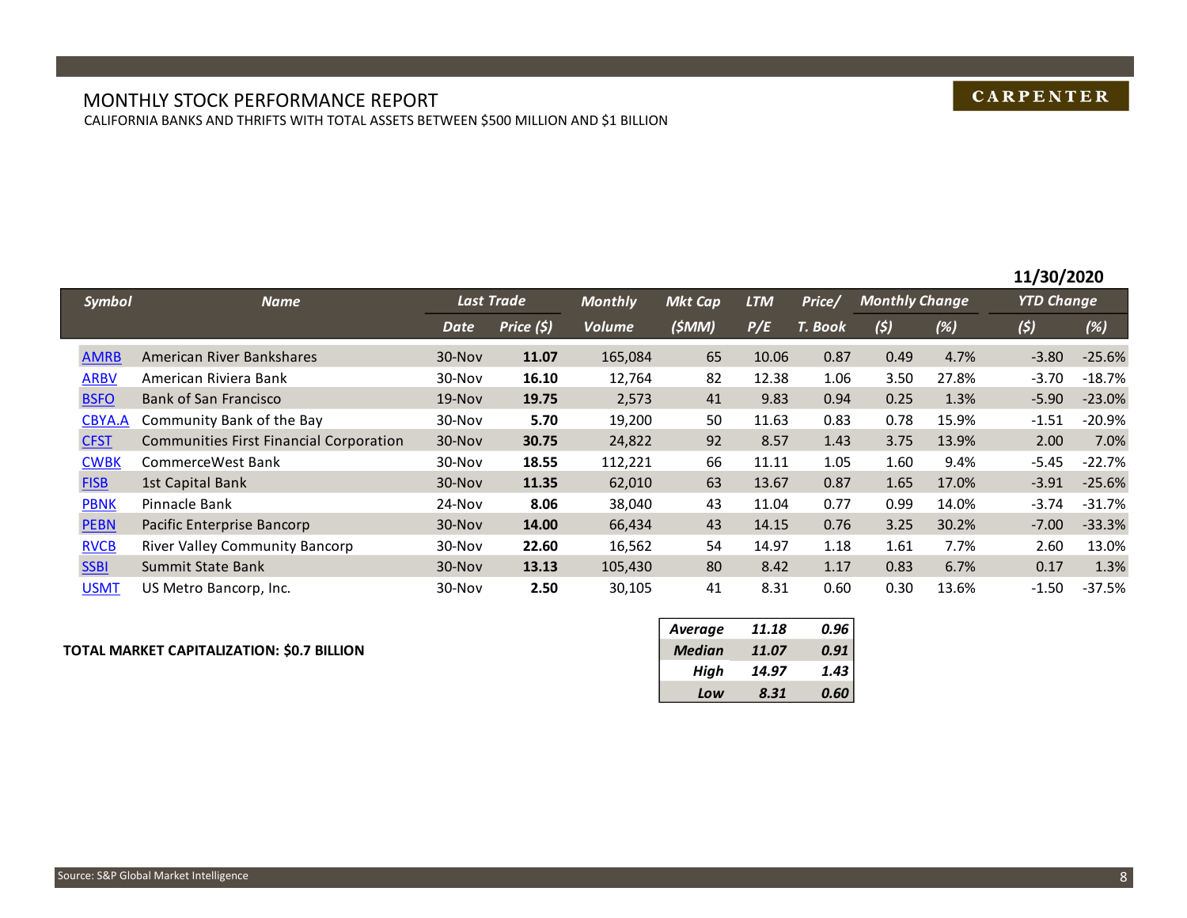# MONTHLY STOCK PERFORMANCE REPORT

CALIFORNIA BANKS AND THRIFTS WITH TOTAL ASSETS BETWEEN $500 MILLION AND $1 BILLION

**CARPENTER**

**11/30/2020**

| Symbol | Name | Last Trade | | Monthly | Mkt Cap | LTM | Price/ | Monthly Change | | YTD Change | |
|---|---|---|---|---|---|---|---|---|---|---|---|
| | | Date | Price ($) | Volume | ($MM) | P/E | T. Book | ($) | (%) | ($) | (%) |
| AMRB | American River Bankshares | 30-Nov | **11.07** | 165,084 | 65 | 10.06 | 0.87 | 0.49 | 4.7% | -3.80 | -25.6% |
| ARBV | American Riviera Bank | 30-Nov | **16.10** | 12,764 | 82 | 12.38 | 1.06 | 3.50 | 27.8% | -3.70 | -18.7% |
| BSFO | Bank of San Francisco | 19-Nov | **19.75** | 2,573 | 41 | 9.83 | 0.94 | 0.25 | 1.3% | -5.90 | -23.0% |
| CBYA.A | Community Bank of the Bay | 30-Nov | **5.70** | 19,200 | 50 | 11.63 | 0.83 | 0.78 | 15.9% | -1.51 | -20.9% |
| CFST | Communities First Financial Corporation | 30-Nov | **30.75** | 24,822 | 92 | 8.57 | 1.43 | 3.75 | 13.9% | 2.00 | 7.0% |
| CWBK | CommerceWest Bank | 30-Nov | **18.55** | 112,221 | 66 | 11.11 | 1.05 | 1.60 | 9.4% | -5.45 | -22.7% |
| FISB | 1st Capital Bank | 30-Nov | **11.35** | 62,010 | 63 | 13.67 | 0.87 | 1.65 | 17.0% | -3.91 | -25.6% |
| PBNK | Pinnacle Bank | 24-Nov | **8.06** | 38,040 | 43 | 11.04 | 0.77 | 0.99 | 14.0% | -3.74 | -31.7% |
| PEBN | Pacific Enterprise Bancorp | 30-Nov | **14.00** | 66,434 | 43 | 14.15 | 0.76 | 3.25 | 30.2% | -7.00 | -33.3% |
| RVCB | River Valley Community Bancorp | 30-Nov | **22.60** | 16,562 | 54 | 14.97 | 1.18 | 1.61 | 7.7% | 2.60 | 13.0% |
| SSBI | Summit State Bank | 30-Nov | **13.13** | 105,430 | 80 | 8.42 | 1.17 | 0.83 | 6.7% | 0.17 | 1.3% |
| USMT | US Metro Bancorp, Inc. | 30-Nov | **2.50** | 30,105 | 41 | 8.31 | 0.60 | 0.30 | 13.6% | -1.50 | -37.5% |

**TOTAL MARKET CAPITALIZATION: $0.7 BILLION**

| | LTM P/E | Price/ T. Book |
|---|---|---|
| ***Average*** | ***11.18*** | ***0.96*** |
| ***Median*** | ***11.07*** | ***0.91*** |
| ***High*** | ***14.97*** | ***1.43*** |
| ***Low*** | ***8.31*** | ***0.60*** |

Source: S&P Global Market Intelligence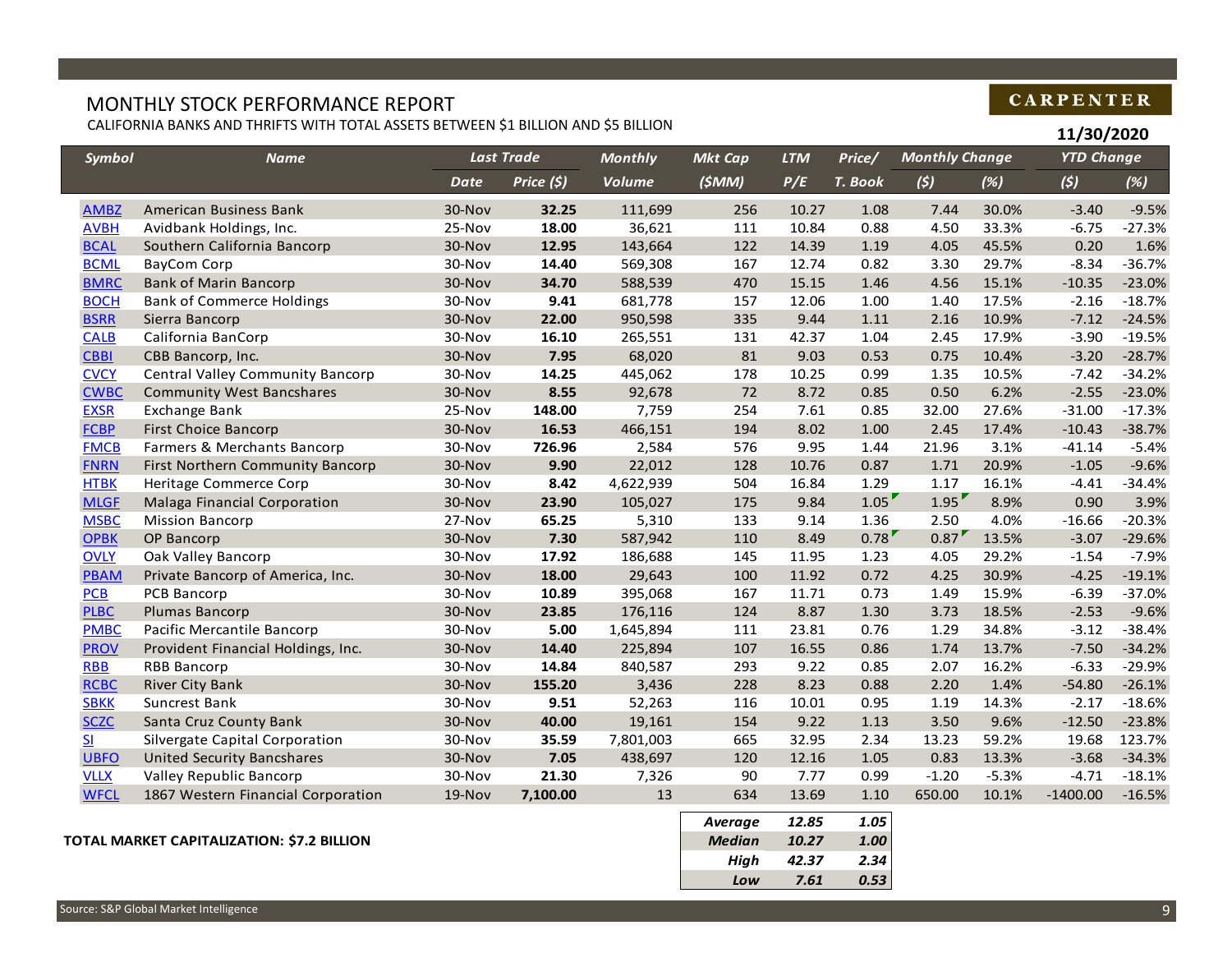# MONTHLY STOCK PERFORMANCE REPORT

CALIFORNIA BANKS AND THRIFTS WITH TOTAL ASSETS BETWEEN $1 BILLION AND $5 BILLION

**CARPENTER**

**11/30/2020**

| Symbol | Name | Last Trade | | Monthly | Mkt Cap | LTM | Price/ | Monthly Change | | YTD Change | |
|---|---|---|---|---|---|---|---|---|---|---|---|
| | | Date | Price ($) | Volume | ($MM) | P/E | T. Book | ($) | (%) | ($) | (%) |
| AMBZ | American Business Bank | 30-Nov | **32.25** | 111,699 | 256 | 10.27 | 1.08 | 7.44 | 30.0% | -3.40 | -9.5% |
| AVBH | Avidbank Holdings, Inc. | 25-Nov | **18.00** | 36,621 | 111 | 10.84 | 0.88 | 4.50 | 33.3% | -6.75 | -27.3% |
| BCAL | Southern California Bancorp | 30-Nov | **12.95** | 143,664 | 122 | 14.39 | 1.19 | 4.05 | 45.5% | 0.20 | 1.6% |
| BCML | BayCom Corp | 30-Nov | **14.40** | 569,308 | 167 | 12.74 | 0.82 | 3.30 | 29.7% | -8.34 | -36.7% |
| BMRC | Bank of Marin Bancorp | 30-Nov | **34.70** | 588,539 | 470 | 15.15 | 1.46 | 4.56 | 15.1% | -10.35 | -23.0% |
| BOCH | Bank of Commerce Holdings | 30-Nov | **9.41** | 681,778 | 157 | 12.06 | 1.00 | 1.40 | 17.5% | -2.16 | -18.7% |
| BSRR | Sierra Bancorp | 30-Nov | **22.00** | 950,598 | 335 | 9.44 | 1.11 | 2.16 | 10.9% | -7.12 | -24.5% |
| CALB | California BanCorp | 30-Nov | **16.10** | 265,551 | 131 | 42.37 | 1.04 | 2.45 | 17.9% | -3.90 | -19.5% |
| CBBI | CBB Bancorp, Inc. | 30-Nov | **7.95** | 68,020 | 81 | 9.03 | 0.53 | 0.75 | 10.4% | -3.20 | -28.7% |
| CVCY | Central Valley Community Bancorp | 30-Nov | **14.25** | 445,062 | 178 | 10.25 | 0.99 | 1.35 | 10.5% | -7.42 | -34.2% |
| CWBC | Community West Bancshares | 30-Nov | **8.55** | 92,678 | 72 | 8.72 | 0.85 | 0.50 | 6.2% | -2.55 | -23.0% |
| EXSR | Exchange Bank | 25-Nov | **148.00** | 7,759 | 254 | 7.61 | 0.85 | 32.00 | 27.6% | -31.00 | -17.3% |
| FCBP | First Choice Bancorp | 30-Nov | **16.53** | 466,151 | 194 | 8.02 | 1.00 | 2.45 | 17.4% | -10.43 | -38.7% |
| FMCB | Farmers & Merchants Bancorp | 30-Nov | **726.96** | 2,584 | 576 | 9.95 | 1.44 | 21.96 | 3.1% | -41.14 | -5.4% |
| FNRN | First Northern Community Bancorp | 30-Nov | **9.90** | 22,012 | 128 | 10.76 | 0.87 | 1.71 | 20.9% | -1.05 | -9.6% |
| HTBK | Heritage Commerce Corp | 30-Nov | **8.42** | 4,622,939 | 504 | 16.84 | 1.29 | 1.17 | 16.1% | -4.41 | -34.4% |
| MLGF | Malaga Financial Corporation | 30-Nov | **23.90** | 105,027 | 175 | 9.84 | 1.05 | 1.95 | 8.9% | 0.90 | 3.9% |
| MSBC | Mission Bancorp | 27-Nov | **65.25** | 5,310 | 133 | 9.14 | 1.36 | 2.50 | 4.0% | -16.66 | -20.3% |
| OPBK | OP Bancorp | 30-Nov | **7.30** | 587,942 | 110 | 8.49 | 0.78 | 0.87 | 13.5% | -3.07 | -29.6% |
| OVLY | Oak Valley Bancorp | 30-Nov | **17.92** | 186,688 | 145 | 11.95 | 1.23 | 4.05 | 29.2% | -1.54 | -7.9% |
| PBAM | Private Bancorp of America, Inc. | 30-Nov | **18.00** | 29,643 | 100 | 11.92 | 0.72 | 4.25 | 30.9% | -4.25 | -19.1% |
| PCB | PCB Bancorp | 30-Nov | **10.89** | 395,068 | 167 | 11.71 | 0.73 | 1.49 | 15.9% | -6.39 | -37.0% |
| PLBC | Plumas Bancorp | 30-Nov | **23.85** | 176,116 | 124 | 8.87 | 1.30 | 3.73 | 18.5% | -2.53 | -9.6% |
| PMBC | Pacific Mercantile Bancorp | 30-Nov | **5.00** | 1,645,894 | 111 | 23.81 | 0.76 | 1.29 | 34.8% | -3.12 | -38.4% |
| PROV | Provident Financial Holdings, Inc. | 30-Nov | **14.40** | 225,894 | 107 | 16.55 | 0.86 | 1.74 | 13.7% | -7.50 | -34.2% |
| RBB | RBB Bancorp | 30-Nov | **14.84** | 840,587 | 293 | 9.22 | 0.85 | 2.07 | 16.2% | -6.33 | -29.9% |
| RCBC | River City Bank | 30-Nov | **155.20** | 3,436 | 228 | 8.23 | 0.88 | 2.20 | 1.4% | -54.80 | -26.1% |
| SBKK | Suncrest Bank | 30-Nov | **9.51** | 52,263 | 116 | 10.01 | 0.95 | 1.19 | 14.3% | -2.17 | -18.6% |
| SCZC | Santa Cruz County Bank | 30-Nov | **40.00** | 19,161 | 154 | 9.22 | 1.13 | 3.50 | 9.6% | -12.50 | -23.8% |
| SI | Silvergate Capital Corporation | 30-Nov | **35.59** | 7,801,003 | 665 | 32.95 | 2.34 | 13.23 | 59.2% | 19.68 | 123.7% |
| UBFO | United Security Bancshares | 30-Nov | **7.05** | 438,697 | 120 | 12.16 | 1.05 | 0.83 | 13.3% | -3.68 | -34.3% |
| VLLX | Valley Republic Bancorp | 30-Nov | **21.30** | 7,326 | 90 | 7.77 | 0.99 | -1.20 | -5.3% | -4.71 | -18.1% |
| WFCL | 1867 Western Financial Corporation | 19-Nov | **7,100.00** | 13 | 634 | 13.69 | 1.10 | 650.00 | 10.1% | -1400.00 | -16.5% |

| | LTM P/E | Price/T. Book |
|---|---|---|
| ***Average*** | ***12.85*** | ***1.05*** |
| ***Median*** | ***10.27*** | ***1.00*** |
| ***High*** | ***42.37*** | ***2.34*** |
| ***Low*** | ***7.61*** | ***0.53*** |

**TOTAL MARKET CAPITALIZATION: $7.2 BILLION**

Source: S&P Global Market Intelligence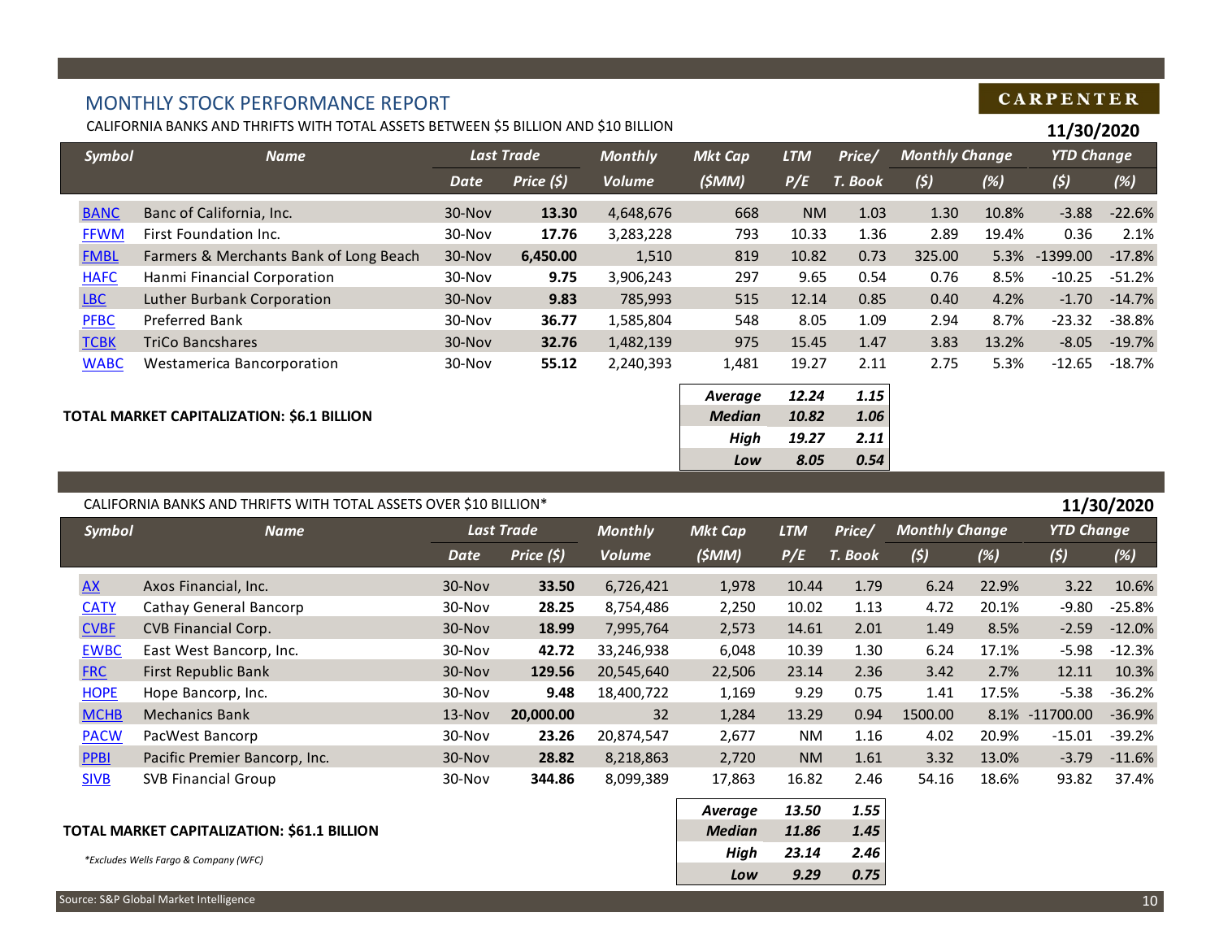# MONTHLY STOCK PERFORMANCE REPORT

**CARPENTER**

CALIFORNIA BANKS AND THRIFTS WITH TOTAL ASSETS BETWEEN $5 BILLION AND $10 BILLION

**11/30/2020**

| Symbol | Name | Last Trade | | Monthly | Mkt Cap | LTM | Price/ | Monthly Change | | YTD Change | |
|---|---|---|---|---|---|---|---|---|---|---|---|
| | | Date | Price ($) | Volume | ($MM) | P/E | T. Book | ($) | (%) | ($) | (%) |
| BANC | Banc of California, Inc. | 30-Nov | **13.30** | 4,648,676 | 668 | NM | 1.03 | 1.30 | 10.8% | -3.88 | -22.6% |
| FFWM | First Foundation Inc. | 30-Nov | **17.76** | 3,283,228 | 793 | 10.33 | 1.36 | 2.89 | 19.4% | 0.36 | 2.1% |
| FMBL | Farmers & Merchants Bank of Long Beach | 30-Nov | **6,450.00** | 1,510 | 819 | 10.82 | 0.73 | 325.00 | 5.3% | -1399.00 | -17.8% |
| HAFC | Hanmi Financial Corporation | 30-Nov | **9.75** | 3,906,243 | 297 | 9.65 | 0.54 | 0.76 | 8.5% | -10.25 | -51.2% |
| LBC | Luther Burbank Corporation | 30-Nov | **9.83** | 785,993 | 515 | 12.14 | 0.85 | 0.40 | 4.2% | -1.70 | -14.7% |
| PFBC | Preferred Bank | 30-Nov | **36.77** | 1,585,804 | 548 | 8.05 | 1.09 | 2.94 | 8.7% | -23.32 | -38.8% |
| TCBK | TriCo Bancshares | 30-Nov | **32.76** | 1,482,139 | 975 | 15.45 | 1.47 | 3.83 | 13.2% | -8.05 | -19.7% |
| WABC | Westamerica Bancorporation | 30-Nov | **55.12** | 2,240,393 | 1,481 | 19.27 | 2.11 | 2.75 | 5.3% | -12.65 | -18.7% |

**TOTAL MARKET CAPITALIZATION: $6.1 BILLION**

| | LTM P/E | Price/ T. Book |
|---|---|---|
| ***Average*** | ***12.24*** | ***1.15*** |
| ***Median*** | ***10.82*** | ***1.06*** |
| ***High*** | ***19.27*** | ***2.11*** |
| ***Low*** | ***8.05*** | ***0.54*** |

CALIFORNIA BANKS AND THRIFTS WITH TOTAL ASSETS OVER $10 BILLION*

**11/30/2020**

| Symbol | Name | Last Trade | | Monthly | Mkt Cap | LTM | Price/ | Monthly Change | | YTD Change | |
|---|---|---|---|---|---|---|---|---|---|---|---|
| | | Date | Price ($) | Volume | ($MM) | P/E | T. Book | ($) | (%) | ($) | (%) |
| AX | Axos Financial, Inc. | 30-Nov | **33.50** | 6,726,421 | 1,978 | 10.44 | 1.79 | 6.24 | 22.9% | 3.22 | 10.6% |
| CATY | Cathay General Bancorp | 30-Nov | **28.25** | 8,754,486 | 2,250 | 10.02 | 1.13 | 4.72 | 20.1% | -9.80 | -25.8% |
| CVBF | CVB Financial Corp. | 30-Nov | **18.99** | 7,995,764 | 2,573 | 14.61 | 2.01 | 1.49 | 8.5% | -2.59 | -12.0% |
| EWBC | East West Bancorp, Inc. | 30-Nov | **42.72** | 33,246,938 | 6,048 | 10.39 | 1.30 | 6.24 | 17.1% | -5.98 | -12.3% |
| FRC | First Republic Bank | 30-Nov | **129.56** | 20,545,640 | 22,506 | 23.14 | 2.36 | 3.42 | 2.7% | 12.11 | 10.3% |
| HOPE | Hope Bancorp, Inc. | 30-Nov | **9.48** | 18,400,722 | 1,169 | 9.29 | 0.75 | 1.41 | 17.5% | -5.38 | -36.2% |
| MCHB | Mechanics Bank | 13-Nov | **20,000.00** | 32 | 1,284 | 13.29 | 0.94 | 1500.00 | 8.1% | -11700.00 | -36.9% |
| PACW | PacWest Bancorp | 30-Nov | **23.26** | 20,874,547 | 2,677 | NM | 1.16 | 4.02 | 20.9% | -15.01 | -39.2% |
| PPBI | Pacific Premier Bancorp, Inc. | 30-Nov | **28.82** | 8,218,863 | 2,720 | NM | 1.61 | 3.32 | 13.0% | -3.79 | -11.6% |
| SIVB | SVB Financial Group | 30-Nov | **344.86** | 8,099,389 | 17,863 | 16.82 | 2.46 | 54.16 | 18.6% | 93.82 | 37.4% |

**TOTAL MARKET CAPITALIZATION: $61.1 BILLION**

| | LTM P/E | Price/ T. Book |
|---|---|---|
| ***Average*** | ***13.50*** | ***1.55*** |
| ***Median*** | ***11.86*** | ***1.45*** |
| ***High*** | ***23.14*** | ***2.46*** |
| ***Low*** | ***9.29*** | ***0.75*** |

*Excludes Wells Fargo & Company (WFC)*

Source: S&P Global Market Intelligence